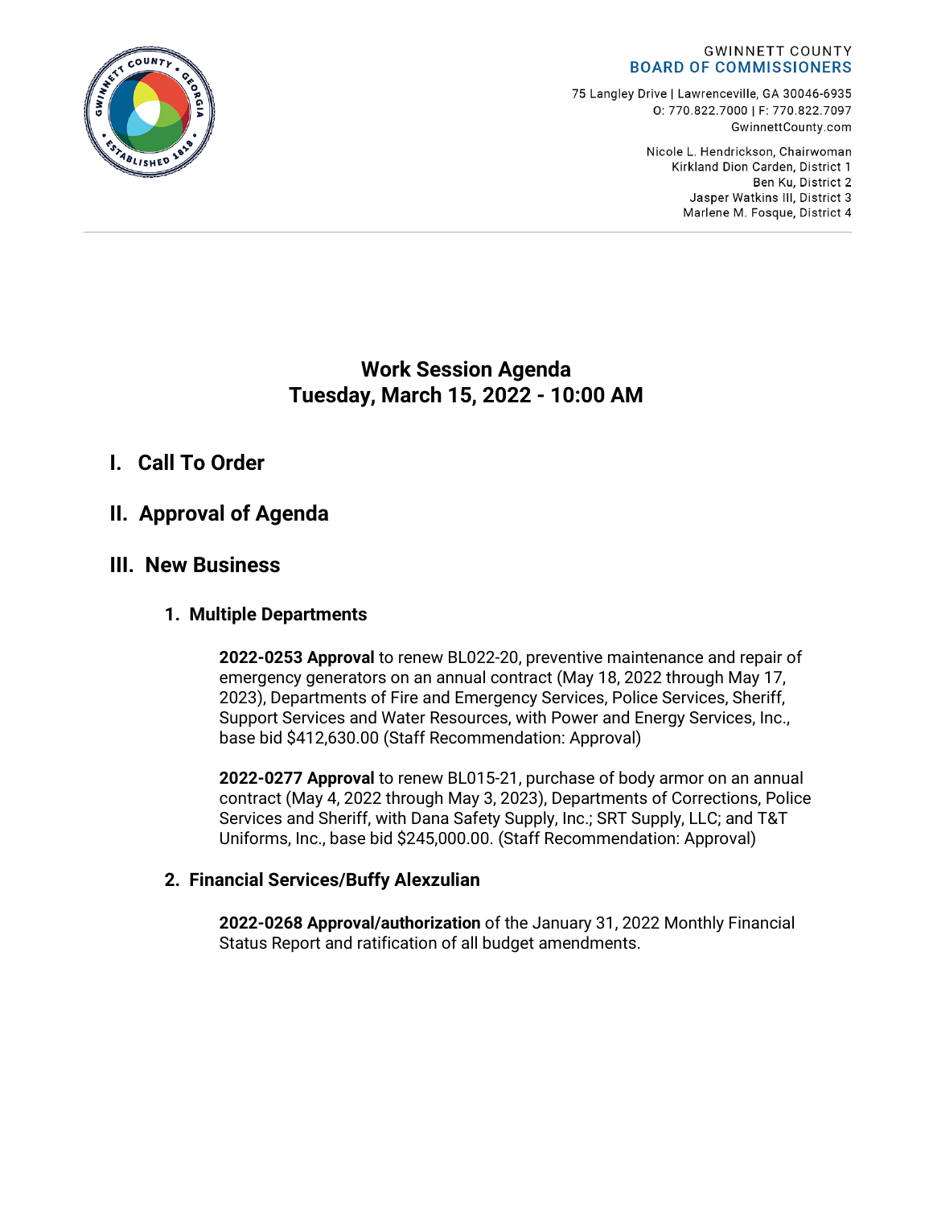GWINNETT COUNTY
**BOARD OF COMMISSIONERS**

75 Langley Drive | Lawrenceville, GA 30046-6935
O: 770.822.7000 | F: 770.822.7097
GwinnettCounty.com

Nicole L. Hendrickson, Chairwoman
Kirkland Dion Carden, District 1
Ben Ku, District 2
Jasper Watkins III, District 3
Marlene M. Fosque, District 4

# Work Session Agenda
# Tuesday, March 15, 2022 - 10:00 AM

## I. Call To Order

## II. Approval of Agenda

## III. New Business

### 1. Multiple Departments

**2022-0253 Approval** to renew BL022-20, preventive maintenance and repair of emergency generators on an annual contract (May 18, 2022 through May 17, 2023), Departments of Fire and Emergency Services, Police Services, Sheriff, Support Services and Water Resources, with Power and Energy Services, Inc., base bid $412,630.00 (Staff Recommendation: Approval)

**2022-0277 Approval** to renew BL015-21, purchase of body armor on an annual contract (May 4, 2022 through May 3, 2023), Departments of Corrections, Police Services and Sheriff, with Dana Safety Supply, Inc.; SRT Supply, LLC; and T&T Uniforms, Inc., base bid $245,000.00. (Staff Recommendation: Approval)

### 2. Financial Services/Buffy Alexzulian

**2022-0268 Approval/authorization** of the January 31, 2022 Monthly Financial Status Report and ratification of all budget amendments.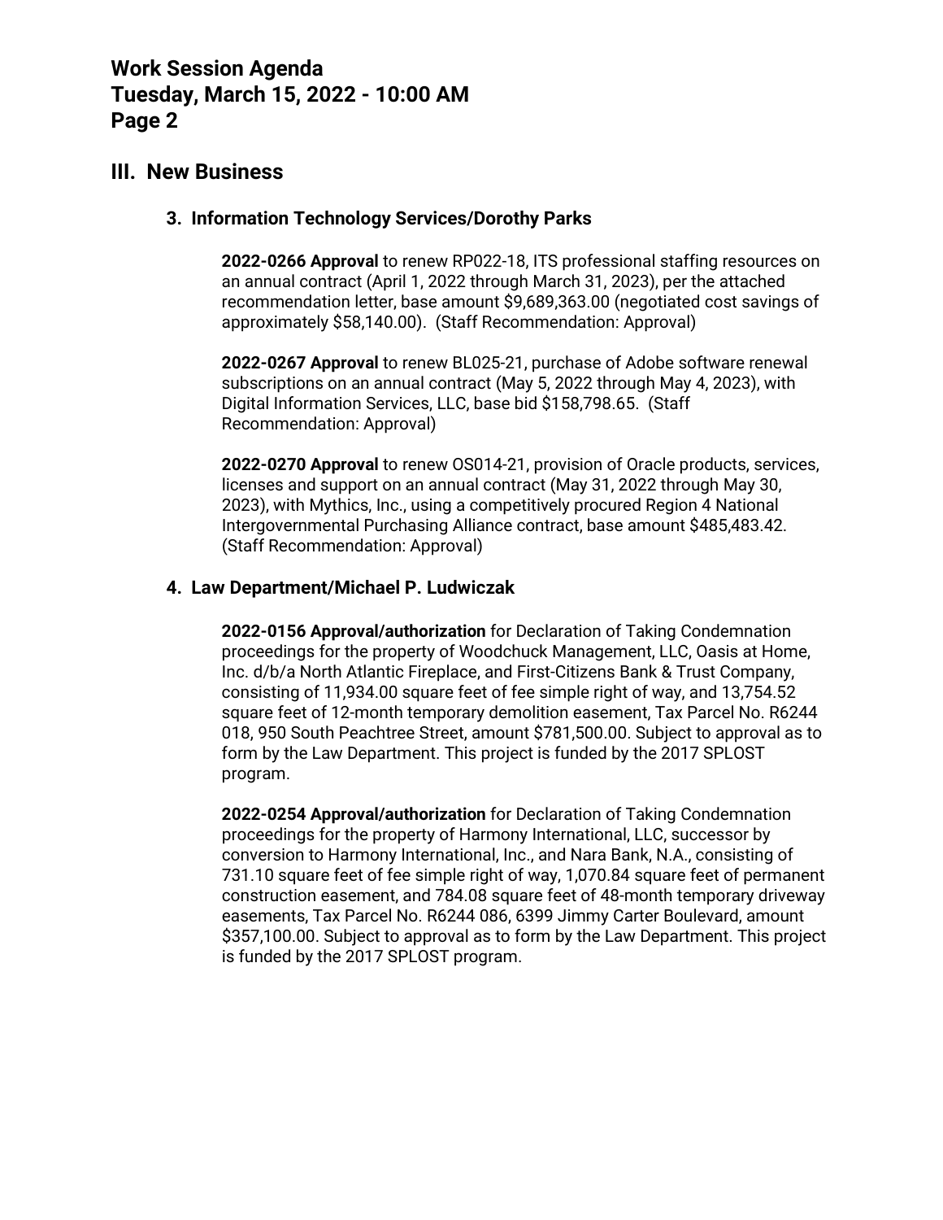## III. New Business

### 3. Information Technology Services/Dorothy Parks

**2022-0266 Approval** to renew RP022-18, ITS professional staffing resources on an annual contract (April 1, 2022 through March 31, 2023), per the attached recommendation letter, base amount $9,689,363.00 (negotiated cost savings of approximately $58,140.00). (Staff Recommendation: Approval)

**2022-0267 Approval** to renew BL025-21, purchase of Adobe software renewal subscriptions on an annual contract (May 5, 2022 through May 4, 2023), with Digital Information Services, LLC, base bid $158,798.65. (Staff Recommendation: Approval)

**2022-0270 Approval** to renew OS014-21, provision of Oracle products, services, licenses and support on an annual contract (May 31, 2022 through May 30, 2023), with Mythics, Inc., using a competitively procured Region 4 National Intergovernmental Purchasing Alliance contract, base amount $485,483.42. (Staff Recommendation: Approval)

### 4. Law Department/Michael P. Ludwiczak

**2022-0156 Approval/authorization** for Declaration of Taking Condemnation proceedings for the property of Woodchuck Management, LLC, Oasis at Home, Inc. d/b/a North Atlantic Fireplace, and First-Citizens Bank & Trust Company, consisting of 11,934.00 square feet of fee simple right of way, and 13,754.52 square feet of 12-month temporary demolition easement, Tax Parcel No. R6244 018, 950 South Peachtree Street, amount $781,500.00. Subject to approval as to form by the Law Department. This project is funded by the 2017 SPLOST program.

**2022-0254 Approval/authorization** for Declaration of Taking Condemnation proceedings for the property of Harmony International, LLC, successor by conversion to Harmony International, Inc., and Nara Bank, N.A., consisting of 731.10 square feet of fee simple right of way, 1,070.84 square feet of permanent construction easement, and 784.08 square feet of 48-month temporary driveway easements, Tax Parcel No. R6244 086, 6399 Jimmy Carter Boulevard, amount $357,100.00. Subject to approval as to form by the Law Department. This project is funded by the 2017 SPLOST program.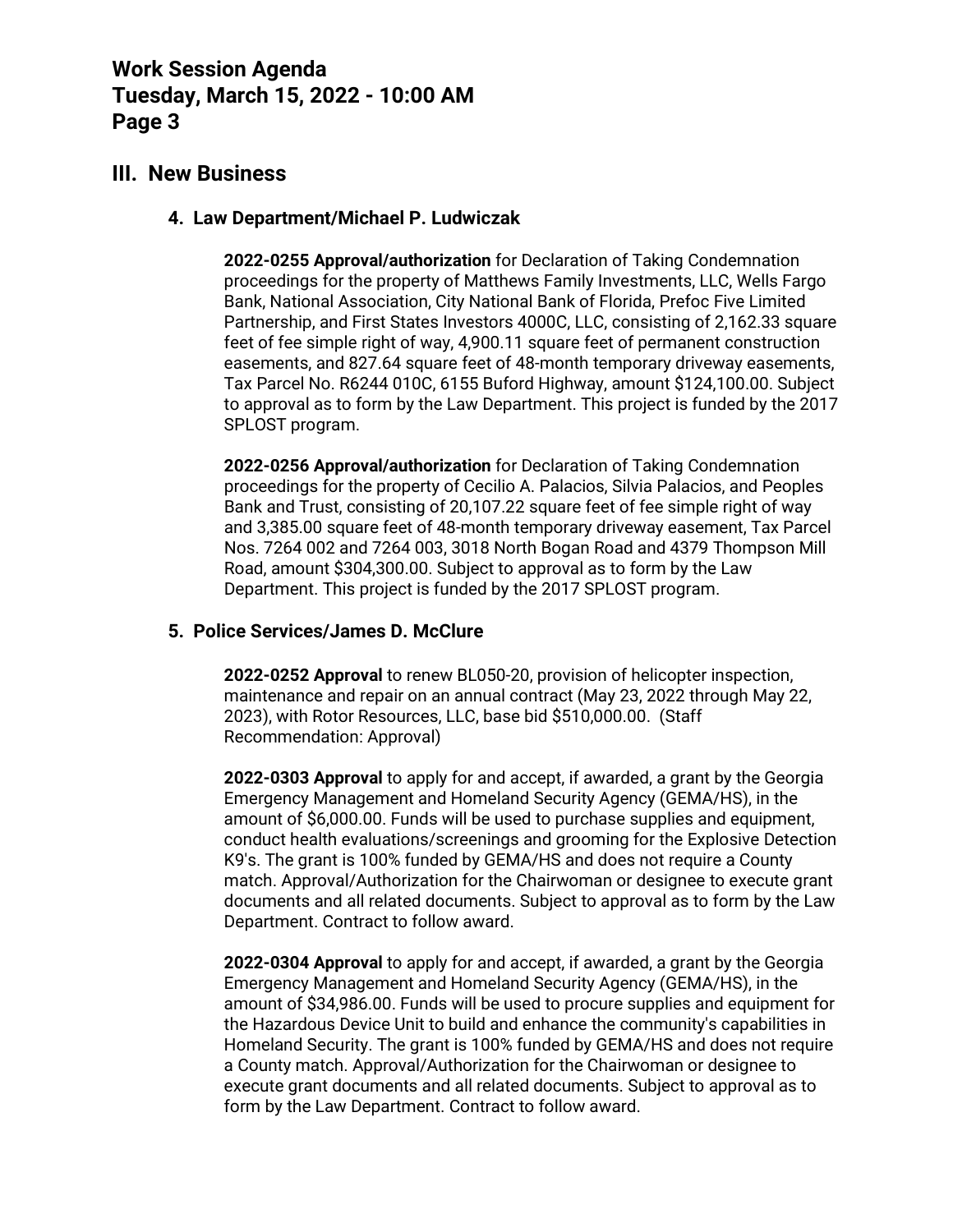## III. New Business

### 4. Law Department/Michael P. Ludwiczak

**2022-0255 Approval/authorization** for Declaration of Taking Condemnation proceedings for the property of Matthews Family Investments, LLC, Wells Fargo Bank, National Association, City National Bank of Florida, Prefoc Five Limited Partnership, and First States Investors 4000C, LLC, consisting of 2,162.33 square feet of fee simple right of way, 4,900.11 square feet of permanent construction easements, and 827.64 square feet of 48-month temporary driveway easements, Tax Parcel No. R6244 010C, 6155 Buford Highway, amount $124,100.00. Subject to approval as to form by the Law Department. This project is funded by the 2017 SPLOST program.

**2022-0256 Approval/authorization** for Declaration of Taking Condemnation proceedings for the property of Cecilio A. Palacios, Silvia Palacios, and Peoples Bank and Trust, consisting of 20,107.22 square feet of fee simple right of way and 3,385.00 square feet of 48-month temporary driveway easement, Tax Parcel Nos. 7264 002 and 7264 003, 3018 North Bogan Road and 4379 Thompson Mill Road, amount $304,300.00. Subject to approval as to form by the Law Department. This project is funded by the 2017 SPLOST program.

### 5. Police Services/James D. McClure

**2022-0252 Approval** to renew BL050-20, provision of helicopter inspection, maintenance and repair on an annual contract (May 23, 2022 through May 22, 2023), with Rotor Resources, LLC, base bid $510,000.00. (Staff Recommendation: Approval)

**2022-0303 Approval** to apply for and accept, if awarded, a grant by the Georgia Emergency Management and Homeland Security Agency (GEMA/HS), in the amount of $6,000.00. Funds will be used to purchase supplies and equipment, conduct health evaluations/screenings and grooming for the Explosive Detection K9's. The grant is 100% funded by GEMA/HS and does not require a County match. Approval/Authorization for the Chairwoman or designee to execute grant documents and all related documents. Subject to approval as to form by the Law Department. Contract to follow award.

**2022-0304 Approval** to apply for and accept, if awarded, a grant by the Georgia Emergency Management and Homeland Security Agency (GEMA/HS), in the amount of $34,986.00. Funds will be used to procure supplies and equipment for the Hazardous Device Unit to build and enhance the community's capabilities in Homeland Security. The grant is 100% funded by GEMA/HS and does not require a County match. Approval/Authorization for the Chairwoman or designee to execute grant documents and all related documents. Subject to approval as to form by the Law Department. Contract to follow award.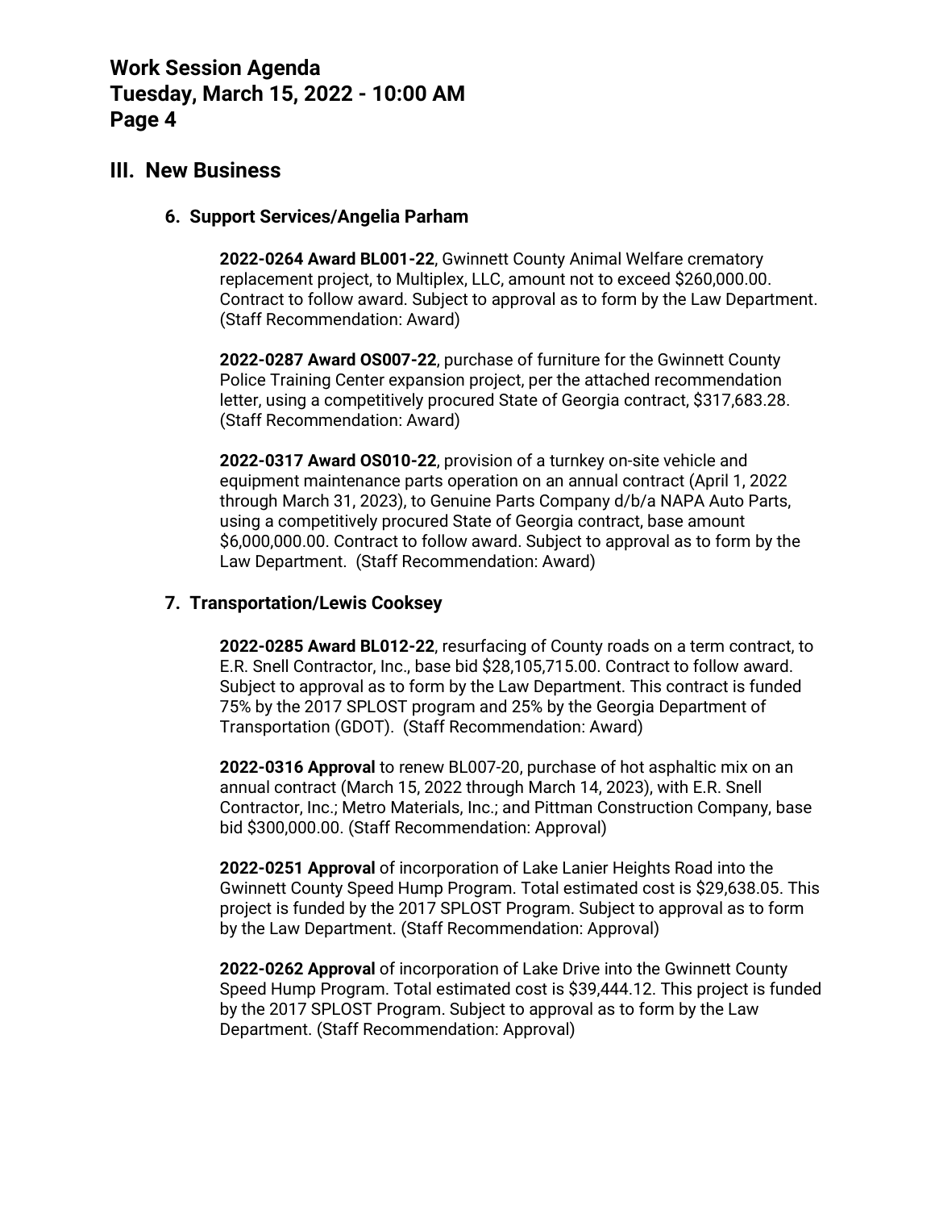## III. New Business

### 6. Support Services/Angelia Parham

**2022-0264 Award BL001-22**, Gwinnett County Animal Welfare crematory replacement project, to Multiplex, LLC, amount not to exceed $260,000.00. Contract to follow award. Subject to approval as to form by the Law Department. (Staff Recommendation: Award)

**2022-0287 Award OS007-22**, purchase of furniture for the Gwinnett County Police Training Center expansion project, per the attached recommendation letter, using a competitively procured State of Georgia contract, $317,683.28. (Staff Recommendation: Award)

**2022-0317 Award OS010-22**, provision of a turnkey on-site vehicle and equipment maintenance parts operation on an annual contract (April 1, 2022 through March 31, 2023), to Genuine Parts Company d/b/a NAPA Auto Parts, using a competitively procured State of Georgia contract, base amount $6,000,000.00. Contract to follow award. Subject to approval as to form by the Law Department. (Staff Recommendation: Award)

### 7. Transportation/Lewis Cooksey

**2022-0285 Award BL012-22**, resurfacing of County roads on a term contract, to E.R. Snell Contractor, Inc., base bid $28,105,715.00. Contract to follow award. Subject to approval as to form by the Law Department. This contract is funded 75% by the 2017 SPLOST program and 25% by the Georgia Department of Transportation (GDOT). (Staff Recommendation: Award)

**2022-0316 Approval** to renew BL007-20, purchase of hot asphaltic mix on an annual contract (March 15, 2022 through March 14, 2023), with E.R. Snell Contractor, Inc.; Metro Materials, Inc.; and Pittman Construction Company, base bid $300,000.00. (Staff Recommendation: Approval)

**2022-0251 Approval** of incorporation of Lake Lanier Heights Road into the Gwinnett County Speed Hump Program. Total estimated cost is $29,638.05. This project is funded by the 2017 SPLOST Program. Subject to approval as to form by the Law Department. (Staff Recommendation: Approval)

**2022-0262 Approval** of incorporation of Lake Drive into the Gwinnett County Speed Hump Program. Total estimated cost is $39,444.12. This project is funded by the 2017 SPLOST Program. Subject to approval as to form by the Law Department. (Staff Recommendation: Approval)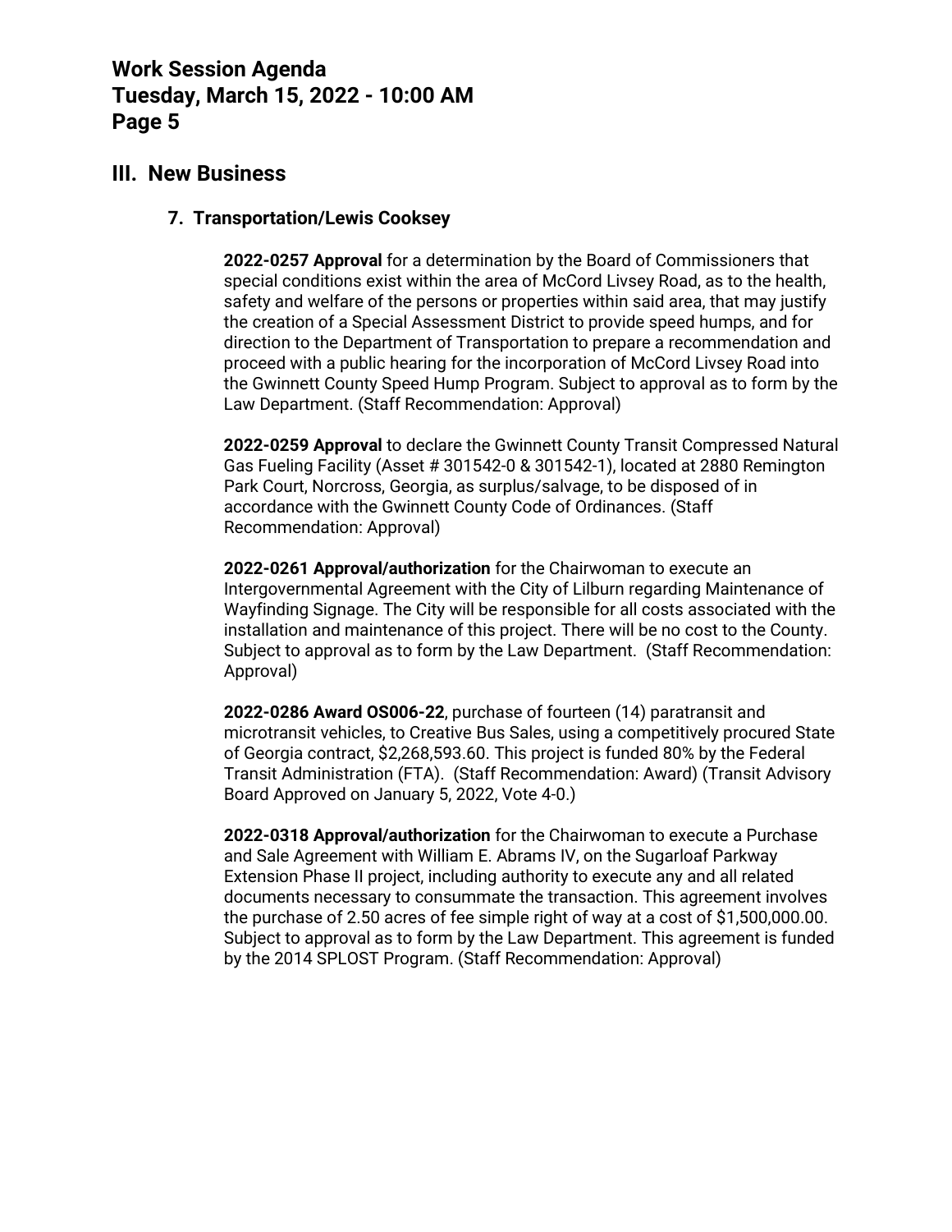## III. New Business

### 7. Transportation/Lewis Cooksey

**2022-0257 Approval** for a determination by the Board of Commissioners that special conditions exist within the area of McCord Livsey Road, as to the health, safety and welfare of the persons or properties within said area, that may justify the creation of a Special Assessment District to provide speed humps, and for direction to the Department of Transportation to prepare a recommendation and proceed with a public hearing for the incorporation of McCord Livsey Road into the Gwinnett County Speed Hump Program. Subject to approval as to form by the Law Department. (Staff Recommendation: Approval)

**2022-0259 Approval** to declare the Gwinnett County Transit Compressed Natural Gas Fueling Facility (Asset # 301542-0 & 301542-1), located at 2880 Remington Park Court, Norcross, Georgia, as surplus/salvage, to be disposed of in accordance with the Gwinnett County Code of Ordinances. (Staff Recommendation: Approval)

**2022-0261 Approval/authorization** for the Chairwoman to execute an Intergovernmental Agreement with the City of Lilburn regarding Maintenance of Wayfinding Signage. The City will be responsible for all costs associated with the installation and maintenance of this project. There will be no cost to the County. Subject to approval as to form by the Law Department. (Staff Recommendation: Approval)

**2022-0286 Award OS006-22**, purchase of fourteen (14) paratransit and microtransit vehicles, to Creative Bus Sales, using a competitively procured State of Georgia contract, $2,268,593.60. This project is funded 80% by the Federal Transit Administration (FTA). (Staff Recommendation: Award) (Transit Advisory Board Approved on January 5, 2022, Vote 4-0.)

**2022-0318 Approval/authorization** for the Chairwoman to execute a Purchase and Sale Agreement with William E. Abrams IV, on the Sugarloaf Parkway Extension Phase II project, including authority to execute any and all related documents necessary to consummate the transaction. This agreement involves the purchase of 2.50 acres of fee simple right of way at a cost of $1,500,000.00. Subject to approval as to form by the Law Department. This agreement is funded by the 2014 SPLOST Program. (Staff Recommendation: Approval)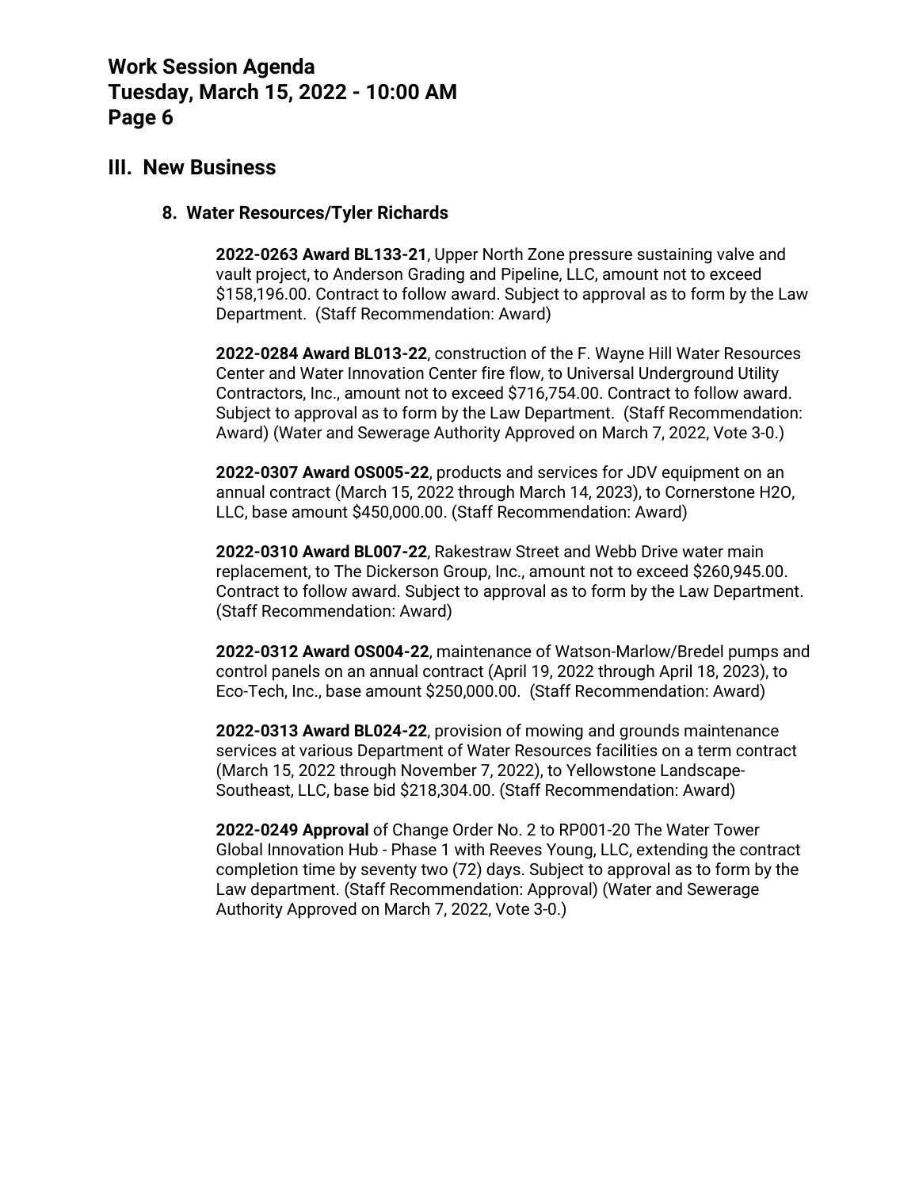## III. New Business

### 8. Water Resources/Tyler Richards

**2022-0263 Award BL133-21**, Upper North Zone pressure sustaining valve and vault project, to Anderson Grading and Pipeline, LLC, amount not to exceed $158,196.00. Contract to follow award. Subject to approval as to form by the Law Department. (Staff Recommendation: Award)

**2022-0284 Award BL013-22**, construction of the F. Wayne Hill Water Resources Center and Water Innovation Center fire flow, to Universal Underground Utility Contractors, Inc., amount not to exceed $716,754.00. Contract to follow award. Subject to approval as to form by the Law Department. (Staff Recommendation: Award) (Water and Sewerage Authority Approved on March 7, 2022, Vote 3-0.)

**2022-0307 Award OS005-22**, products and services for JDV equipment on an annual contract (March 15, 2022 through March 14, 2023), to Cornerstone H2O, LLC, base amount $450,000.00. (Staff Recommendation: Award)

**2022-0310 Award BL007-22**, Rakestraw Street and Webb Drive water main replacement, to The Dickerson Group, Inc., amount not to exceed $260,945.00. Contract to follow award. Subject to approval as to form by the Law Department. (Staff Recommendation: Award)

**2022-0312 Award OS004-22**, maintenance of Watson-Marlow/Bredel pumps and control panels on an annual contract (April 19, 2022 through April 18, 2023), to Eco-Tech, Inc., base amount $250,000.00. (Staff Recommendation: Award)

**2022-0313 Award BL024-22**, provision of mowing and grounds maintenance services at various Department of Water Resources facilities on a term contract (March 15, 2022 through November 7, 2022), to Yellowstone Landscape-Southeast, LLC, base bid $218,304.00. (Staff Recommendation: Award)

**2022-0249 Approval** of Change Order No. 2 to RP001-20 The Water Tower Global Innovation Hub - Phase 1 with Reeves Young, LLC, extending the contract completion time by seventy two (72) days. Subject to approval as to form by the Law department. (Staff Recommendation: Approval) (Water and Sewerage Authority Approved on March 7, 2022, Vote 3-0.)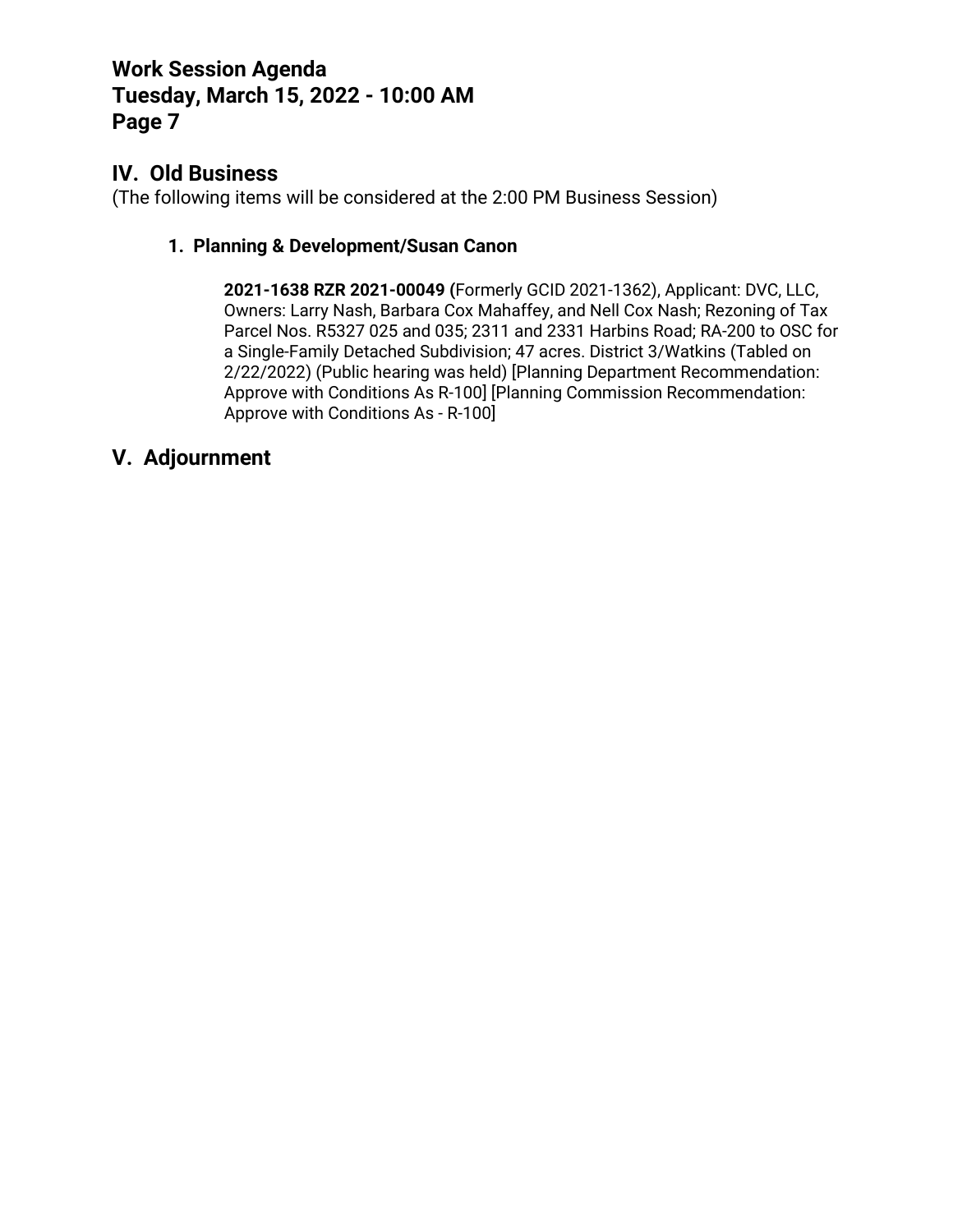## IV. Old Business

(The following items will be considered at the 2:00 PM Business Session)

### 1. Planning & Development/Susan Canon

**2021-1638 RZR 2021-00049 (**Formerly GCID 2021-1362), Applicant: DVC, LLC, Owners: Larry Nash, Barbara Cox Mahaffey, and Nell Cox Nash; Rezoning of Tax Parcel Nos. R5327 025 and 035; 2311 and 2331 Harbins Road; RA-200 to OSC for a Single-Family Detached Subdivision; 47 acres. District 3/Watkins (Tabled on 2/22/2022) (Public hearing was held) [Planning Department Recommendation: Approve with Conditions As R-100] [Planning Commission Recommendation: Approve with Conditions As - R-100]

## V. Adjournment